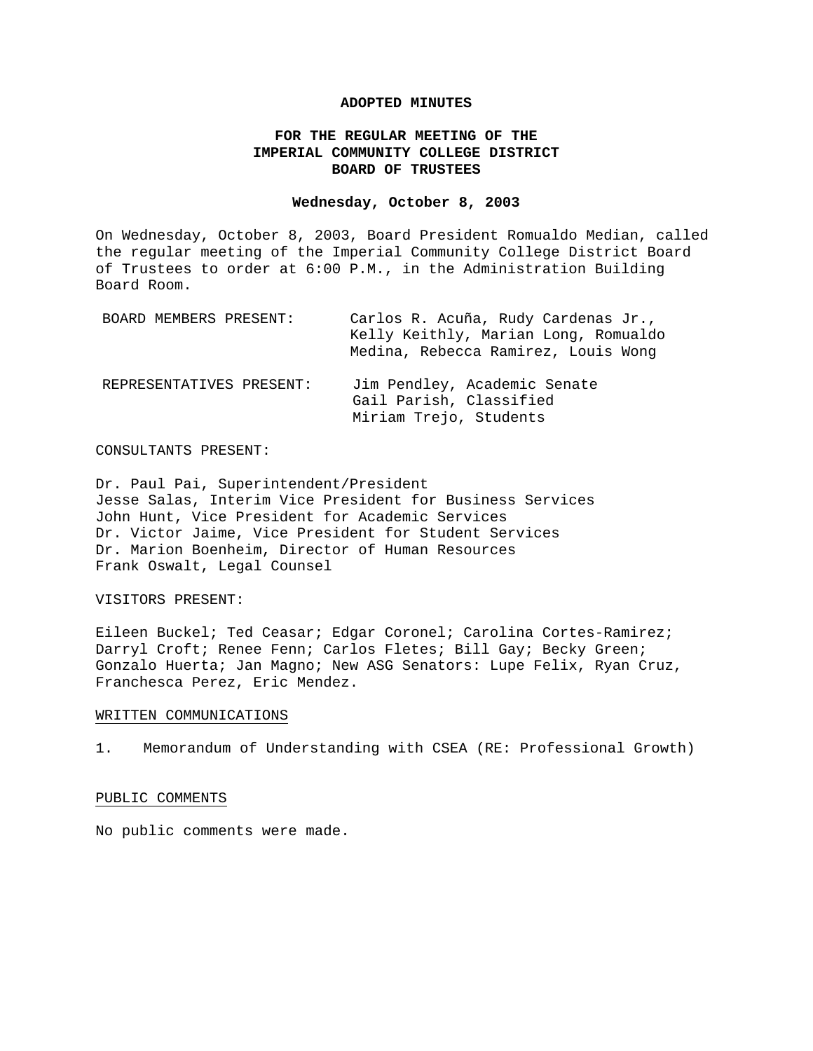**ADOPTED MINUTES**

**FOR THE REGULAR MEETING OF THE IMPERIAL COMMUNITY COLLEGE DISTRICT BOARD OF TRUSTEES**

**Wednesday, October 8, 2003**

On Wednesday, October 8, 2003, Board President Romualdo Median, called the regular meeting of the Imperial Community College District Board of Trustees to order at 6:00 P.M., in the Administration Building Board Room.

| | |
|---|---|
| BOARD MEMBERS PRESENT: | Carlos R. Acuña, Rudy Cardenas Jr., Kelly Keithly, Marian Long, Romualdo Medina, Rebecca Ramirez, Louis Wong |
| REPRESENTATIVES PRESENT: | Jim Pendley, Academic Senate<br>Gail Parish, Classified<br>Miriam Trejo, Students |

CONSULTANTS PRESENT:

Dr. Paul Pai, Superintendent/President
Jesse Salas, Interim Vice President for Business Services
John Hunt, Vice President for Academic Services
Dr. Victor Jaime, Vice President for Student Services
Dr. Marion Boenheim, Director of Human Resources
Frank Oswalt, Legal Counsel

VISITORS PRESENT:

Eileen Buckel; Ted Ceasar; Edgar Coronel; Carolina Cortes-Ramirez; Darryl Croft; Renee Fenn; Carlos Fletes; Bill Gay; Becky Green; Gonzalo Huerta; Jan Magno; New ASG Senators: Lupe Felix, Ryan Cruz, Franchesca Perez, Eric Mendez.

WRITTEN COMMUNICATIONS

1. Memorandum of Understanding with CSEA (RE: Professional Growth)

PUBLIC COMMENTS

No public comments were made.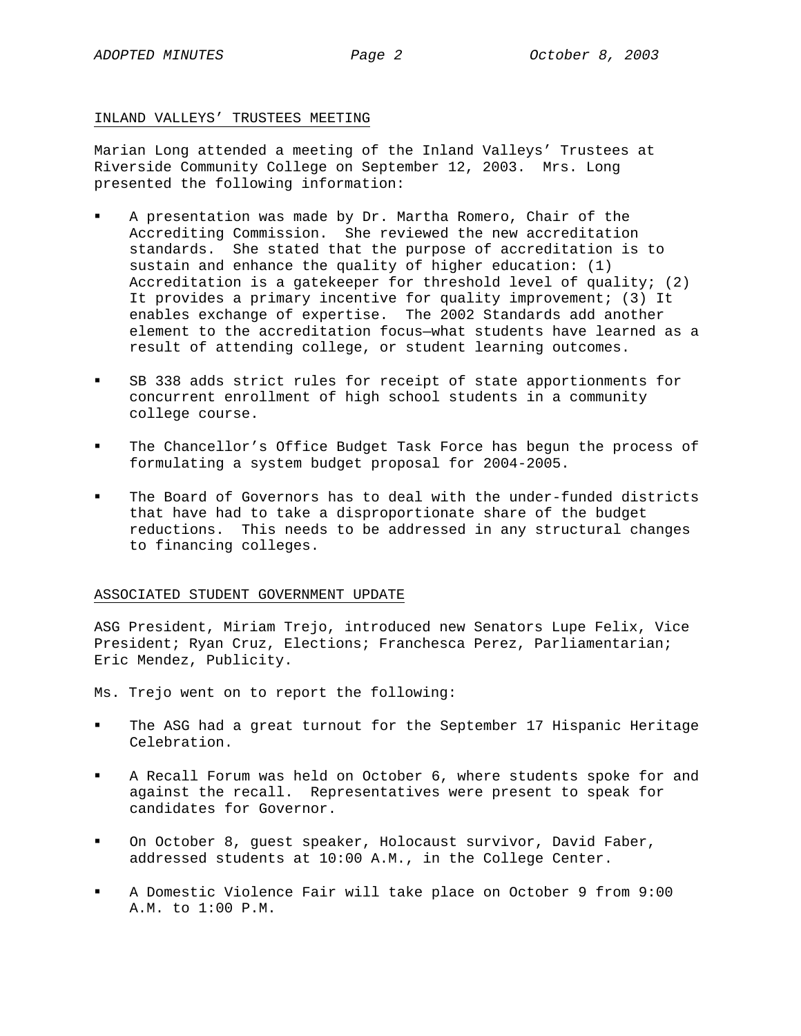## INLAND VALLEYS' TRUSTEES MEETING

Marian Long attended a meeting of the Inland Valleys' Trustees at Riverside Community College on September 12, 2003. Mrs. Long presented the following information:

- A presentation was made by Dr. Martha Romero, Chair of the Accrediting Commission. She reviewed the new accreditation standards. She stated that the purpose of accreditation is to sustain and enhance the quality of higher education: (1) Accreditation is a gatekeeper for threshold level of quality; (2) It provides a primary incentive for quality improvement; (3) It enables exchange of expertise. The 2002 Standards add another element to the accreditation focus—what students have learned as a result of attending college, or student learning outcomes.

- SB 338 adds strict rules for receipt of state apportionments for concurrent enrollment of high school students in a community college course.

- The Chancellor's Office Budget Task Force has begun the process of formulating a system budget proposal for 2004-2005.

- The Board of Governors has to deal with the under-funded districts that have had to take a disproportionate share of the budget reductions. This needs to be addressed in any structural changes to financing colleges.

## ASSOCIATED STUDENT GOVERNMENT UPDATE

ASG President, Miriam Trejo, introduced new Senators Lupe Felix, Vice President; Ryan Cruz, Elections; Franchesca Perez, Parliamentarian; Eric Mendez, Publicity.

Ms. Trejo went on to report the following:

- The ASG had a great turnout for the September 17 Hispanic Heritage Celebration.

- A Recall Forum was held on October 6, where students spoke for and against the recall. Representatives were present to speak for candidates for Governor.

- On October 8, guest speaker, Holocaust survivor, David Faber, addressed students at 10:00 A.M., in the College Center.

- A Domestic Violence Fair will take place on October 9 from 9:00 A.M. to 1:00 P.M.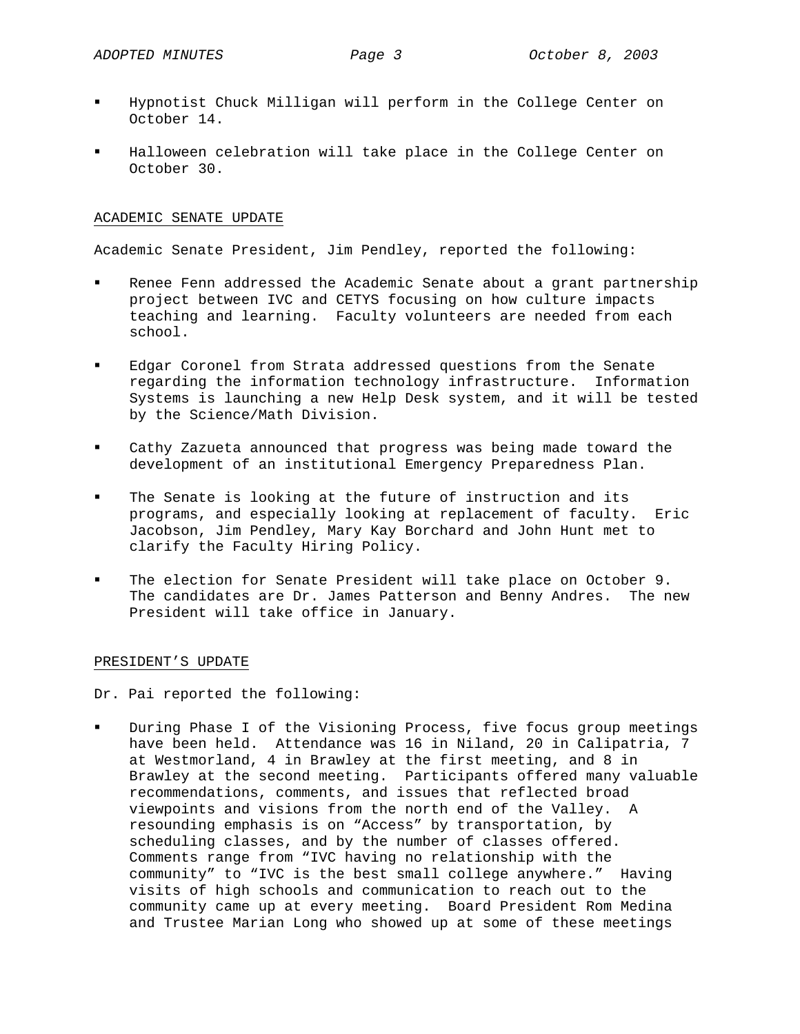- Hypnotist Chuck Milligan will perform in the College Center on October 14.

- Halloween celebration will take place in the College Center on October 30.

## ACADEMIC SENATE UPDATE

Academic Senate President, Jim Pendley, reported the following:

- Renee Fenn addressed the Academic Senate about a grant partnership project between IVC and CETYS focusing on how culture impacts teaching and learning. Faculty volunteers are needed from each school.

- Edgar Coronel from Strata addressed questions from the Senate regarding the information technology infrastructure. Information Systems is launching a new Help Desk system, and it will be tested by the Science/Math Division.

- Cathy Zazueta announced that progress was being made toward the development of an institutional Emergency Preparedness Plan.

- The Senate is looking at the future of instruction and its programs, and especially looking at replacement of faculty. Eric Jacobson, Jim Pendley, Mary Kay Borchard and John Hunt met to clarify the Faculty Hiring Policy.

- The election for Senate President will take place on October 9. The candidates are Dr. James Patterson and Benny Andres. The new President will take office in January.

## PRESIDENT'S UPDATE

Dr. Pai reported the following:

- During Phase I of the Visioning Process, five focus group meetings have been held. Attendance was 16 in Niland, 20 in Calipatria, 7 at Westmorland, 4 in Brawley at the first meeting, and 8 in Brawley at the second meeting. Participants offered many valuable recommendations, comments, and issues that reflected broad viewpoints and visions from the north end of the Valley. A resounding emphasis is on "Access" by transportation, by scheduling classes, and by the number of classes offered. Comments range from "IVC having no relationship with the community" to "IVC is the best small college anywhere." Having visits of high schools and communication to reach out to the community came up at every meeting. Board President Rom Medina and Trustee Marian Long who showed up at some of these meetings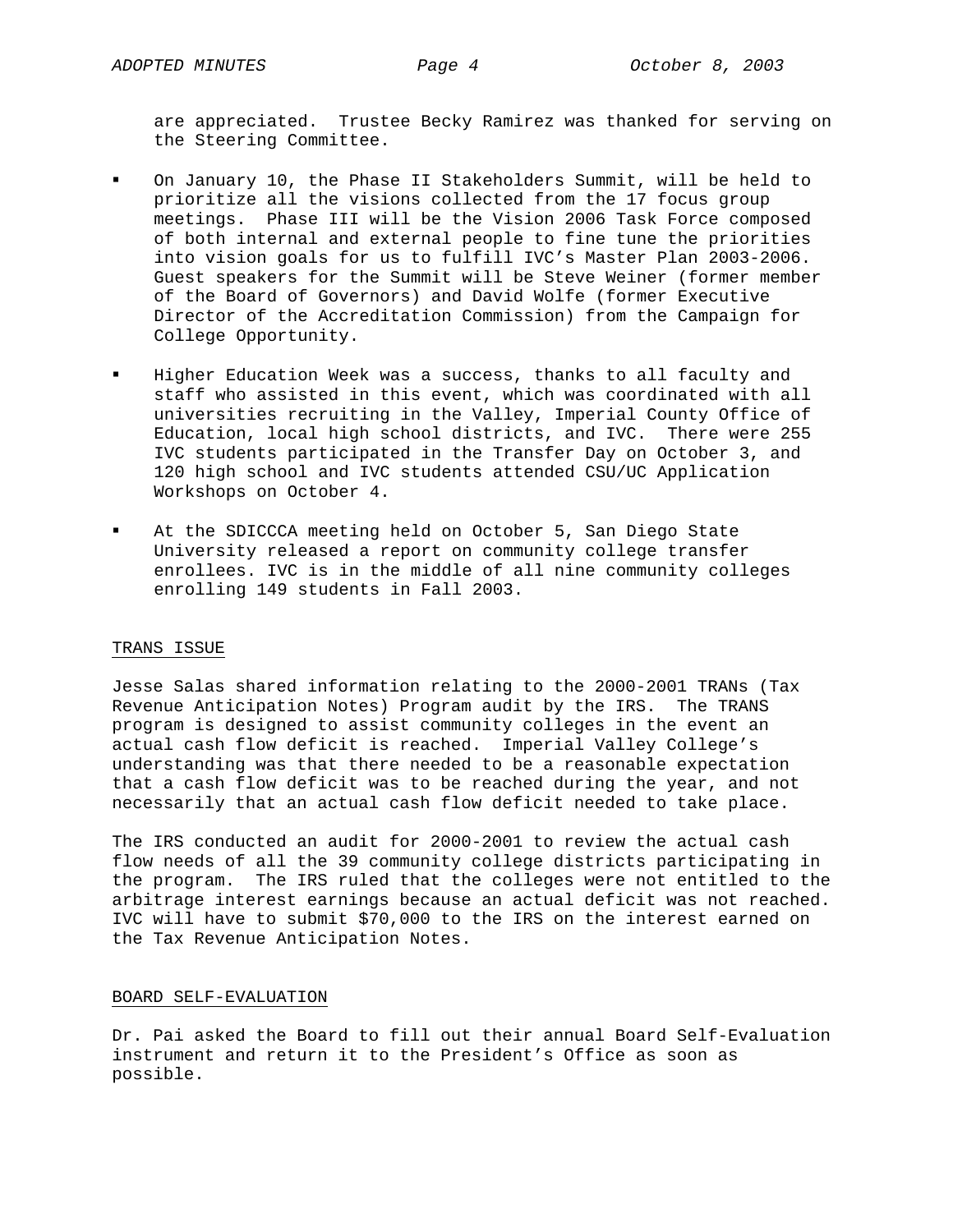are appreciated. Trustee Becky Ramirez was thanked for serving on the Steering Committee.

- On January 10, the Phase II Stakeholders Summit, will be held to prioritize all the visions collected from the 17 focus group meetings. Phase III will be the Vision 2006 Task Force composed of both internal and external people to fine tune the priorities into vision goals for us to fulfill IVC's Master Plan 2003-2006. Guest speakers for the Summit will be Steve Weiner (former member of the Board of Governors) and David Wolfe (former Executive Director of the Accreditation Commission) from the Campaign for College Opportunity.

- Higher Education Week was a success, thanks to all faculty and staff who assisted in this event, which was coordinated with all universities recruiting in the Valley, Imperial County Office of Education, local high school districts, and IVC. There were 255 IVC students participated in the Transfer Day on October 3, and 120 high school and IVC students attended CSU/UC Application Workshops on October 4.

- At the SDICCCA meeting held on October 5, San Diego State University released a report on community college transfer enrollees. IVC is in the middle of all nine community colleges enrolling 149 students in Fall 2003.

## TRANS ISSUE

Jesse Salas shared information relating to the 2000-2001 TRANs (Tax Revenue Anticipation Notes) Program audit by the IRS. The TRANS program is designed to assist community colleges in the event an actual cash flow deficit is reached. Imperial Valley College's understanding was that there needed to be a reasonable expectation that a cash flow deficit was to be reached during the year, and not necessarily that an actual cash flow deficit needed to take place.

The IRS conducted an audit for 2000-2001 to review the actual cash flow needs of all the 39 community college districts participating in the program. The IRS ruled that the colleges were not entitled to the arbitrage interest earnings because an actual deficit was not reached. IVC will have to submit $70,000 to the IRS on the interest earned on the Tax Revenue Anticipation Notes.

## BOARD SELF-EVALUATION

Dr. Pai asked the Board to fill out their annual Board Self-Evaluation instrument and return it to the President's Office as soon as possible.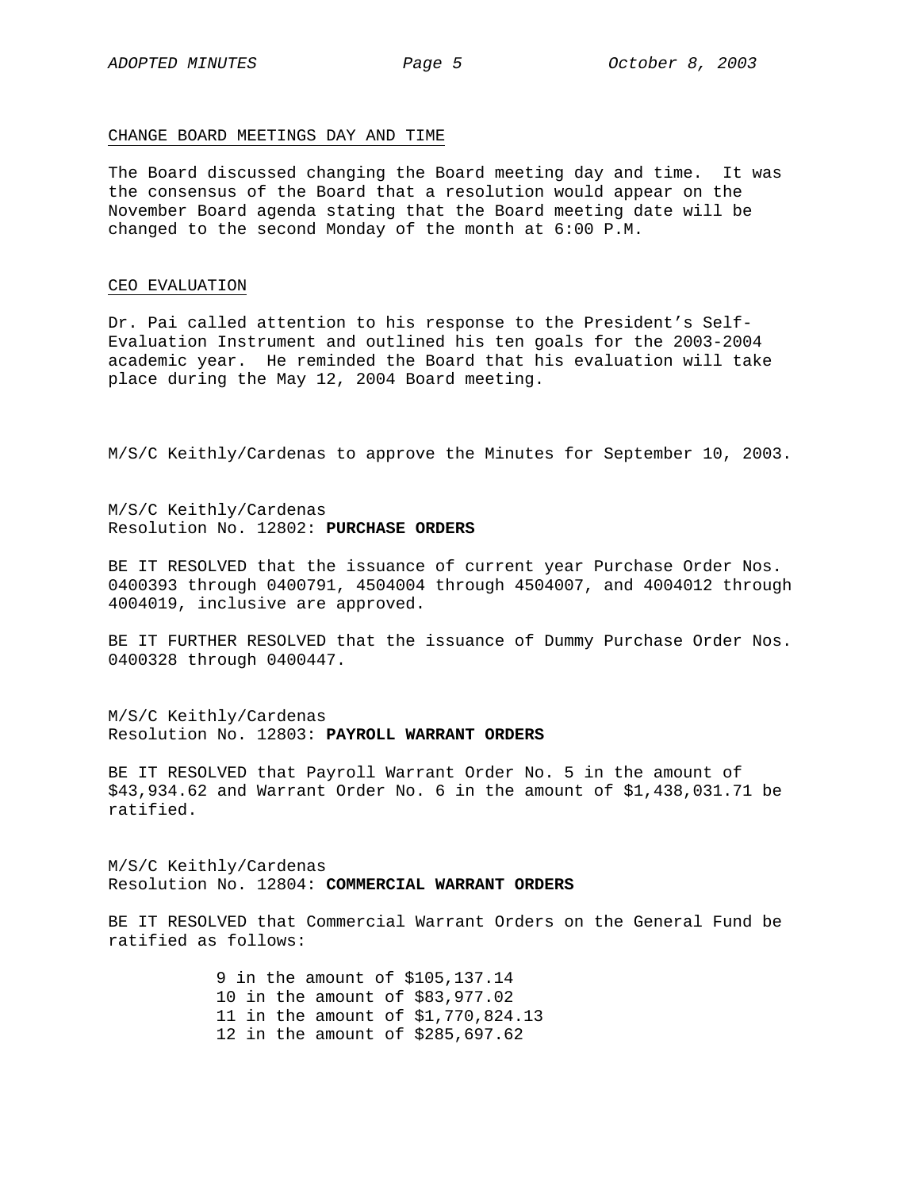## CHANGE BOARD MEETINGS DAY AND TIME

The Board discussed changing the Board meeting day and time. It was the consensus of the Board that a resolution would appear on the November Board agenda stating that the Board meeting date will be changed to the second Monday of the month at 6:00 P.M.

## CEO EVALUATION

Dr. Pai called attention to his response to the President's Self-Evaluation Instrument and outlined his ten goals for the 2003-2004 academic year. He reminded the Board that his evaluation will take place during the May 12, 2004 Board meeting.

M/S/C Keithly/Cardenas to approve the Minutes for September 10, 2003.

M/S/C Keithly/Cardenas
Resolution No. 12802: **PURCHASE ORDERS**

BE IT RESOLVED that the issuance of current year Purchase Order Nos. 0400393 through 0400791, 4504004 through 4504007, and 4004012 through 4004019, inclusive are approved.

BE IT FURTHER RESOLVED that the issuance of Dummy Purchase Order Nos. 0400328 through 0400447.

M/S/C Keithly/Cardenas
Resolution No. 12803: **PAYROLL WARRANT ORDERS**

BE IT RESOLVED that Payroll Warrant Order No. 5 in the amount of $43,934.62 and Warrant Order No. 6 in the amount of $1,438,031.71 be ratified.

M/S/C Keithly/Cardenas
Resolution No. 12804: **COMMERCIAL WARRANT ORDERS**

BE IT RESOLVED that Commercial Warrant Orders on the General Fund be ratified as follows:

9 in the amount of $105,137.14
10 in the amount of $83,977.02
11 in the amount of $1,770,824.13
12 in the amount of $285,697.62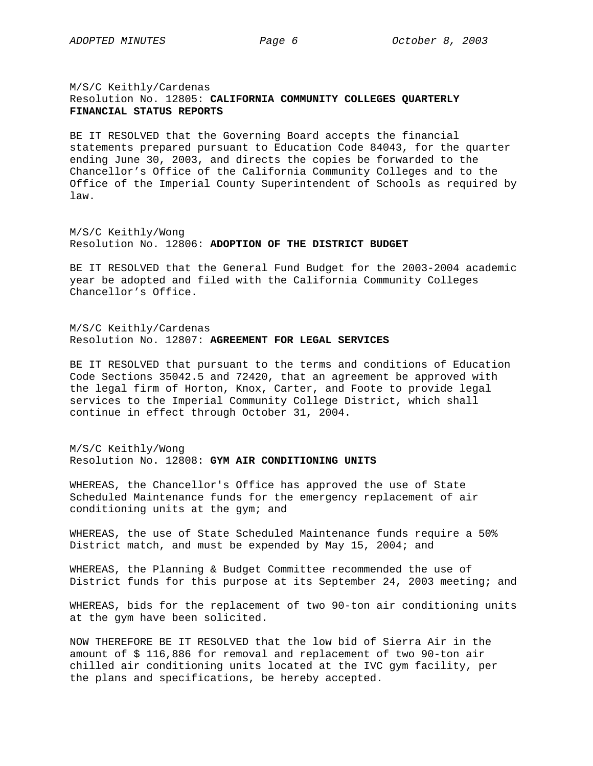M/S/C Keithly/Cardenas
Resolution No. 12805: **CALIFORNIA COMMUNITY COLLEGES QUARTERLY FINANCIAL STATUS REPORTS**

BE IT RESOLVED that the Governing Board accepts the financial statements prepared pursuant to Education Code 84043, for the quarter ending June 30, 2003, and directs the copies be forwarded to the Chancellor's Office of the California Community Colleges and to the Office of the Imperial County Superintendent of Schools as required by law.

M/S/C Keithly/Wong
Resolution No. 12806: **ADOPTION OF THE DISTRICT BUDGET**

BE IT RESOLVED that the General Fund Budget for the 2003-2004 academic year be adopted and filed with the California Community Colleges Chancellor's Office.

M/S/C Keithly/Cardenas
Resolution No. 12807: **AGREEMENT FOR LEGAL SERVICES**

BE IT RESOLVED that pursuant to the terms and conditions of Education Code Sections 35042.5 and 72420, that an agreement be approved with the legal firm of Horton, Knox, Carter, and Foote to provide legal services to the Imperial Community College District, which shall continue in effect through October 31, 2004.

M/S/C Keithly/Wong
Resolution No. 12808: **GYM AIR CONDITIONING UNITS**

WHEREAS, the Chancellor's Office has approved the use of State Scheduled Maintenance funds for the emergency replacement of air conditioning units at the gym; and

WHEREAS, the use of State Scheduled Maintenance funds require a 50% District match, and must be expended by May 15, 2004; and

WHEREAS, the Planning & Budget Committee recommended the use of District funds for this purpose at its September 24, 2003 meeting; and

WHEREAS, bids for the replacement of two 90-ton air conditioning units at the gym have been solicited.

NOW THEREFORE BE IT RESOLVED that the low bid of Sierra Air in the amount of $ 116,886 for removal and replacement of two 90-ton air chilled air conditioning units located at the IVC gym facility, per the plans and specifications, be hereby accepted.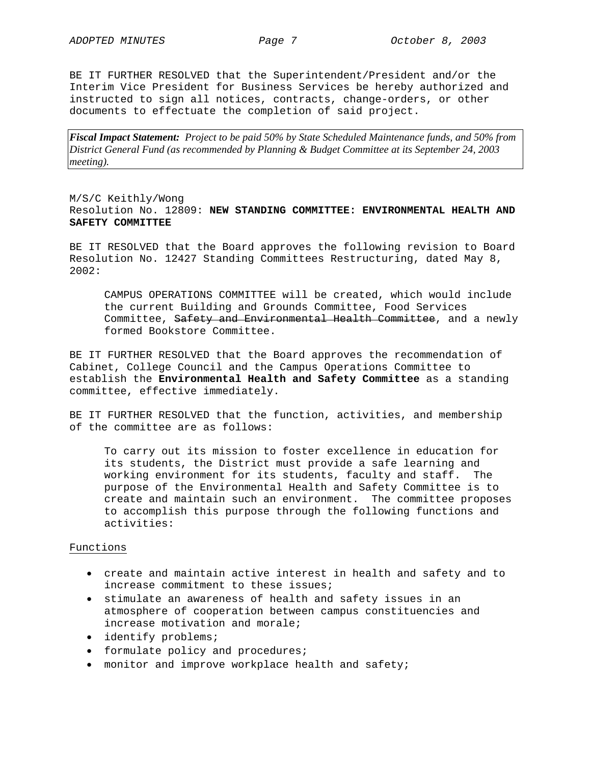BE IT FURTHER RESOLVED that the Superintendent/President and/or the Interim Vice President for Business Services be hereby authorized and instructed to sign all notices, contracts, change-orders, or other documents to effectuate the completion of said project.

***Fiscal Impact Statement:*** *Project to be paid 50% by State Scheduled Maintenance funds, and 50% from District General Fund (as recommended by Planning & Budget Committee at its September 24, 2003 meeting).*

M/S/C Keithly/Wong
Resolution No. 12809: **NEW STANDING COMMITTEE: ENVIRONMENTAL HEALTH AND SAFETY COMMITTEE**

BE IT RESOLVED that the Board approves the following revision to Board Resolution No. 12427 Standing Committees Restructuring, dated May 8, 2002:

> CAMPUS OPERATIONS COMMITTEE will be created, which would include the current Building and Grounds Committee, Food Services Committee, ~~Safety and Environmental Health Committee~~, and a newly formed Bookstore Committee.

BE IT FURTHER RESOLVED that the Board approves the recommendation of Cabinet, College Council and the Campus Operations Committee to establish the **Environmental Health and Safety Committee** as a standing committee, effective immediately.

BE IT FURTHER RESOLVED that the function, activities, and membership of the committee are as follows:

> To carry out its mission to foster excellence in education for its students, the District must provide a safe learning and working environment for its students, faculty and staff. The purpose of the Environmental Health and Safety Committee is to create and maintain such an environment. The committee proposes to accomplish this purpose through the following functions and activities:

<u>Functions</u>

- create and maintain active interest in health and safety and to increase commitment to these issues;
- stimulate an awareness of health and safety issues in an atmosphere of cooperation between campus constituencies and increase motivation and morale;
- identify problems;
- formulate policy and procedures;
- monitor and improve workplace health and safety;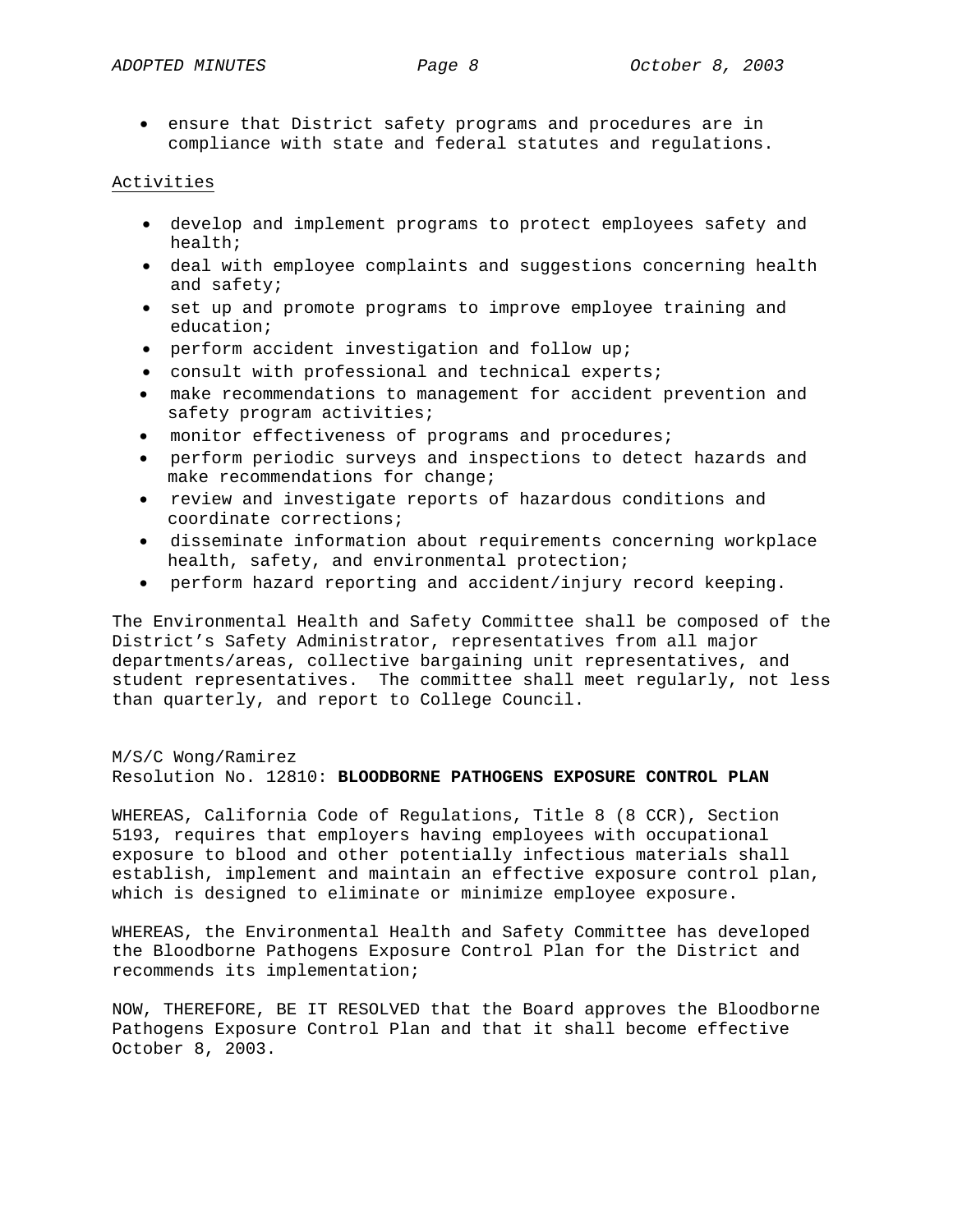- ensure that District safety programs and procedures are in compliance with state and federal statutes and regulations.

Activities

- develop and implement programs to protect employees safety and health;
- deal with employee complaints and suggestions concerning health and safety;
- set up and promote programs to improve employee training and education;
- perform accident investigation and follow up;
- consult with professional and technical experts;
- make recommendations to management for accident prevention and safety program activities;
- monitor effectiveness of programs and procedures;
- perform periodic surveys and inspections to detect hazards and make recommendations for change;
- review and investigate reports of hazardous conditions and coordinate corrections;
- disseminate information about requirements concerning workplace health, safety, and environmental protection;
- perform hazard reporting and accident/injury record keeping.

The Environmental Health and Safety Committee shall be composed of the District's Safety Administrator, representatives from all major departments/areas, collective bargaining unit representatives, and student representatives. The committee shall meet regularly, not less than quarterly, and report to College Council.

M/S/C Wong/Ramirez
Resolution No. 12810: **BLOODBORNE PATHOGENS EXPOSURE CONTROL PLAN**

WHEREAS, California Code of Regulations, Title 8 (8 CCR), Section 5193, requires that employers having employees with occupational exposure to blood and other potentially infectious materials shall establish, implement and maintain an effective exposure control plan, which is designed to eliminate or minimize employee exposure.

WHEREAS, the Environmental Health and Safety Committee has developed the Bloodborne Pathogens Exposure Control Plan for the District and recommends its implementation;

NOW, THEREFORE, BE IT RESOLVED that the Board approves the Bloodborne Pathogens Exposure Control Plan and that it shall become effective October 8, 2003.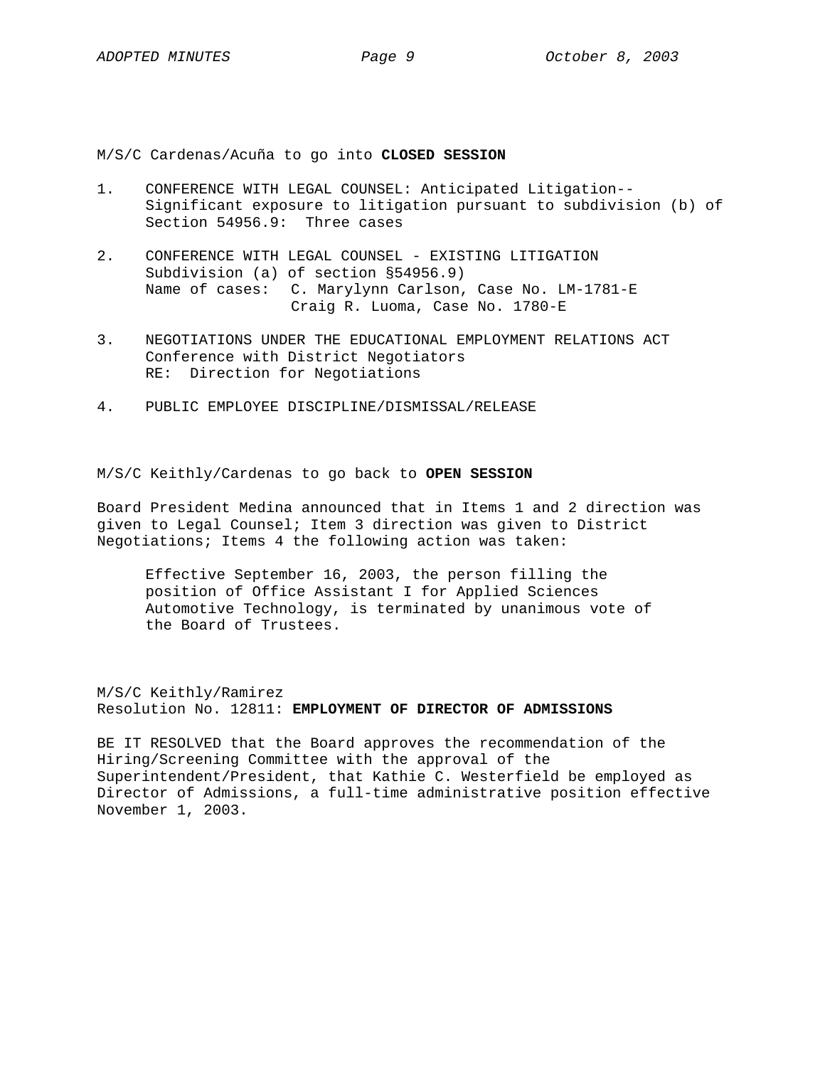M/S/C Cardenas/Acuña to go into **CLOSED SESSION**

1. CONFERENCE WITH LEGAL COUNSEL: Anticipated Litigation-- Significant exposure to litigation pursuant to subdivision (b) of Section 54956.9: Three cases

2. CONFERENCE WITH LEGAL COUNSEL - EXISTING LITIGATION Subdivision (a) of section §54956.9)
   Name of cases: C. Marylynn Carlson, Case No. LM-1781-E
   Craig R. Luoma, Case No. 1780-E

3. NEGOTIATIONS UNDER THE EDUCATIONAL EMPLOYMENT RELATIONS ACT
   Conference with District Negotiators
   RE: Direction for Negotiations

4. PUBLIC EMPLOYEE DISCIPLINE/DISMISSAL/RELEASE

M/S/C Keithly/Cardenas to go back to **OPEN SESSION**

Board President Medina announced that in Items 1 and 2 direction was given to Legal Counsel; Item 3 direction was given to District Negotiations; Items 4 the following action was taken:

> Effective September 16, 2003, the person filling the position of Office Assistant I for Applied Sciences Automotive Technology, is terminated by unanimous vote of the Board of Trustees.

M/S/C Keithly/Ramirez
Resolution No. 12811: **EMPLOYMENT OF DIRECTOR OF ADMISSIONS**

BE IT RESOLVED that the Board approves the recommendation of the Hiring/Screening Committee with the approval of the Superintendent/President, that Kathie C. Westerfield be employed as Director of Admissions, a full-time administrative position effective November 1, 2003.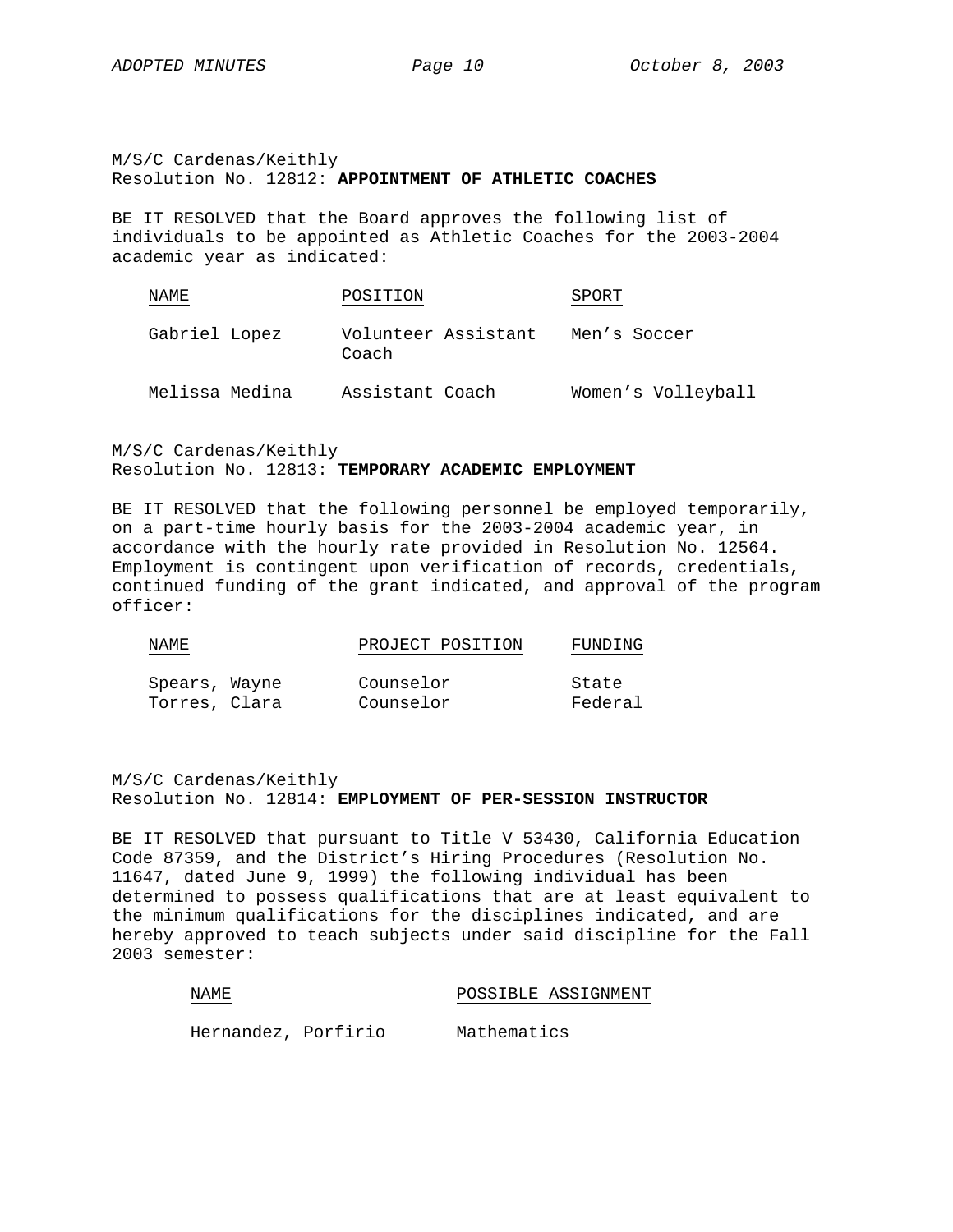M/S/C Cardenas/Keithly
Resolution No. 12812: **APPOINTMENT OF ATHLETIC COACHES**

BE IT RESOLVED that the Board approves the following list of individuals to be appointed as Athletic Coaches for the 2003-2004 academic year as indicated:

| NAME | POSITION | SPORT |
|---|---|---|
| Gabriel Lopez | Volunteer Assistant Coach | Men’s Soccer |
| Melissa Medina | Assistant Coach | Women’s Volleyball |

M/S/C Cardenas/Keithly
Resolution No. 12813: **TEMPORARY ACADEMIC EMPLOYMENT**

BE IT RESOLVED that the following personnel be employed temporarily, on a part-time hourly basis for the 2003-2004 academic year, in accordance with the hourly rate provided in Resolution No. 12564. Employment is contingent upon verification of records, credentials, continued funding of the grant indicated, and approval of the program officer:

| NAME | PROJECT POSITION | FUNDING |
|---|---|---|
| Spears, Wayne | Counselor | State |
| Torres, Clara | Counselor | Federal |

M/S/C Cardenas/Keithly
Resolution No. 12814: **EMPLOYMENT OF PER-SESSION INSTRUCTOR**

BE IT RESOLVED that pursuant to Title V 53430, California Education Code 87359, and the District’s Hiring Procedures (Resolution No. 11647, dated June 9, 1999) the following individual has been determined to possess qualifications that are at least equivalent to the minimum qualifications for the disciplines indicated, and are hereby approved to teach subjects under said discipline for the Fall 2003 semester:

| NAME | POSSIBLE ASSIGNMENT |
|---|---|
| Hernandez, Porfirio | Mathematics |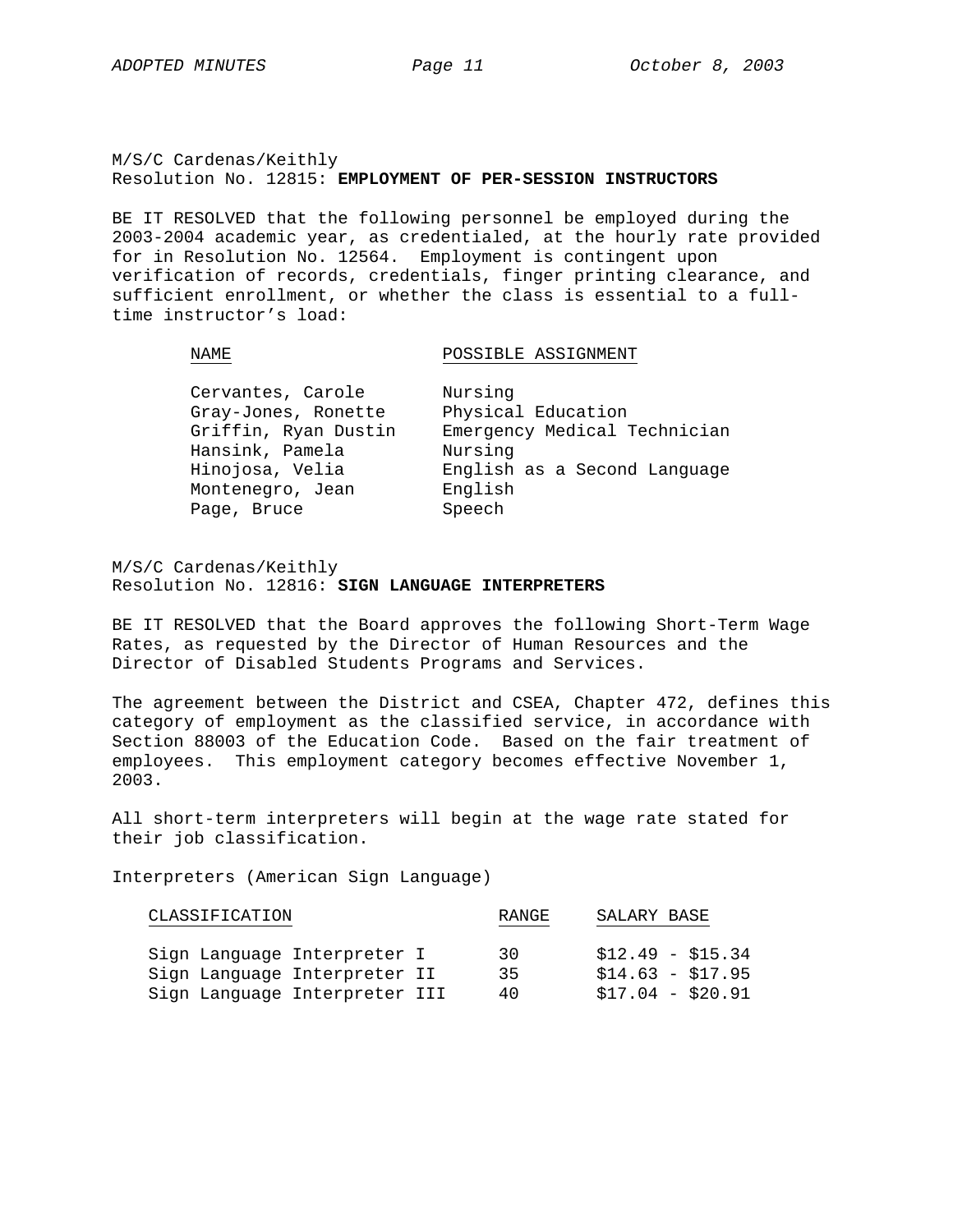M/S/C Cardenas/Keithly
Resolution No. 12815: **EMPLOYMENT OF PER-SESSION INSTRUCTORS**

BE IT RESOLVED that the following personnel be employed during the 2003-2004 academic year, as credentialed, at the hourly rate provided for in Resolution No. 12564. Employment is contingent upon verification of records, credentials, finger printing clearance, and sufficient enrollment, or whether the class is essential to a full-time instructor's load:

| NAME | POSSIBLE ASSIGNMENT |
|---|---|
| Cervantes, Carole | Nursing |
| Gray-Jones, Ronette | Physical Education |
| Griffin, Ryan Dustin | Emergency Medical Technician |
| Hansink, Pamela | Nursing |
| Hinojosa, Velia | English as a Second Language |
| Montenegro, Jean | English |
| Page, Bruce | Speech |

M/S/C Cardenas/Keithly
Resolution No. 12816: **SIGN LANGUAGE INTERPRETERS**

BE IT RESOLVED that the Board approves the following Short-Term Wage Rates, as requested by the Director of Human Resources and the Director of Disabled Students Programs and Services.

The agreement between the District and CSEA, Chapter 472, defines this category of employment as the classified service, in accordance with Section 88003 of the Education Code. Based on the fair treatment of employees. This employment category becomes effective November 1, 2003.

All short-term interpreters will begin at the wage rate stated for their job classification.

Interpreters (American Sign Language)

| CLASSIFICATION | RANGE | SALARY BASE |
|---|---|---|
| Sign Language Interpreter I | 30 | $12.49 - $15.34 |
| Sign Language Interpreter II | 35 | $14.63 - $17.95 |
| Sign Language Interpreter III | 40 | $17.04 - $20.91 |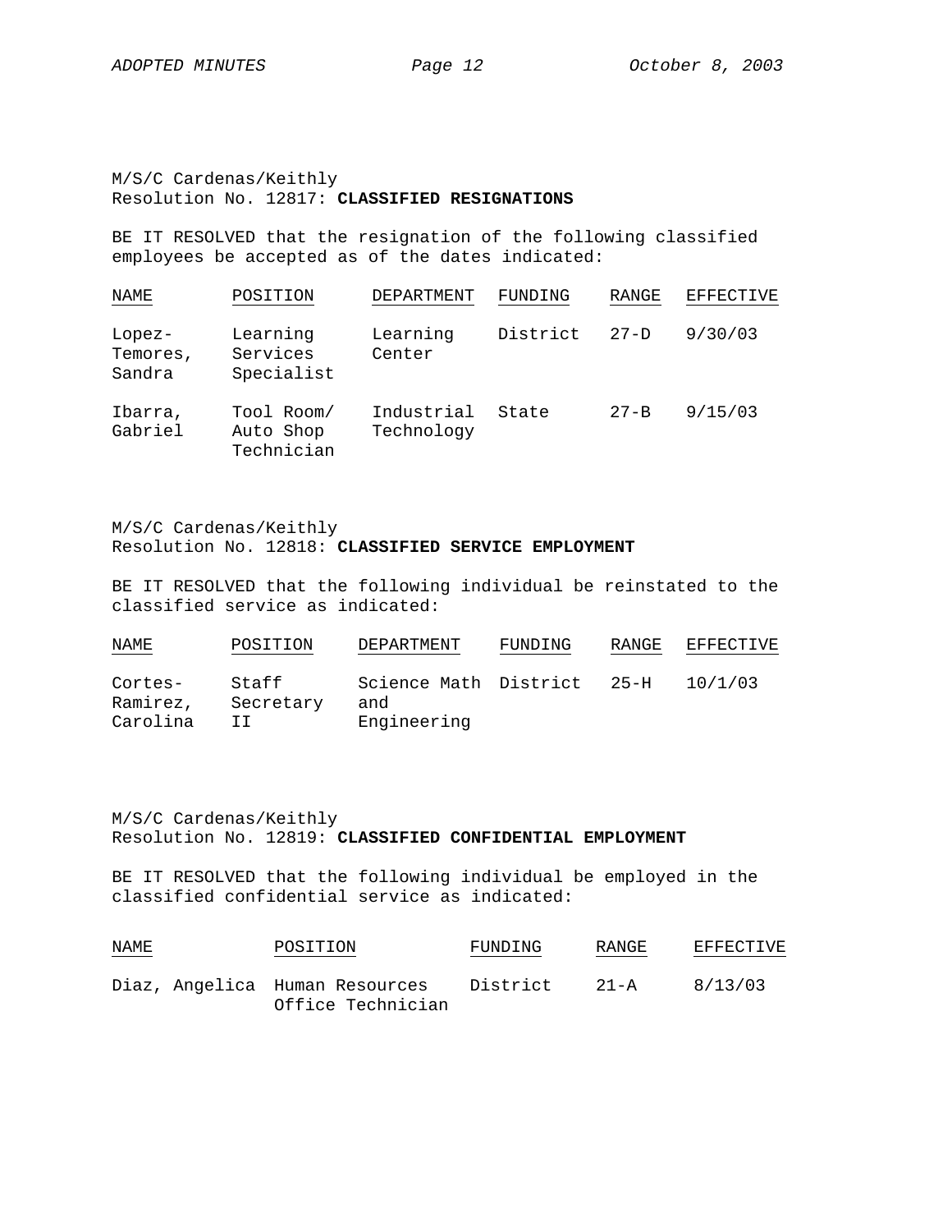M/S/C Cardenas/Keithly
Resolution No. 12817: **CLASSIFIED RESIGNATIONS**

BE IT RESOLVED that the resignation of the following classified employees be accepted as of the dates indicated:

| NAME | POSITION | DEPARTMENT | FUNDING | RANGE | EFFECTIVE |
|---|---|---|---|---|---|
| Lopez-Temores, Sandra | Learning Services Specialist | Learning Center | District | 27-D | 9/30/03 |
| Ibarra, Gabriel | Tool Room/ Auto Shop Technician | Industrial Technology | State | 27-B | 9/15/03 |

M/S/C Cardenas/Keithly
Resolution No. 12818: **CLASSIFIED SERVICE EMPLOYMENT**

BE IT RESOLVED that the following individual be reinstated to the classified service as indicated:

| NAME | POSITION | DEPARTMENT | FUNDING | RANGE | EFFECTIVE |
|---|---|---|---|---|---|
| Cortes-Ramirez, Carolina | Staff Secretary II | Science Math and Engineering | District | 25-H | 10/1/03 |

M/S/C Cardenas/Keithly
Resolution No. 12819: **CLASSIFIED CONFIDENTIAL EMPLOYMENT**

BE IT RESOLVED that the following individual be employed in the classified confidential service as indicated:

| NAME | POSITION | FUNDING | RANGE | EFFECTIVE |
|---|---|---|---|---|
| Diaz, Angelica | Human Resources Office Technician | District | 21-A | 8/13/03 |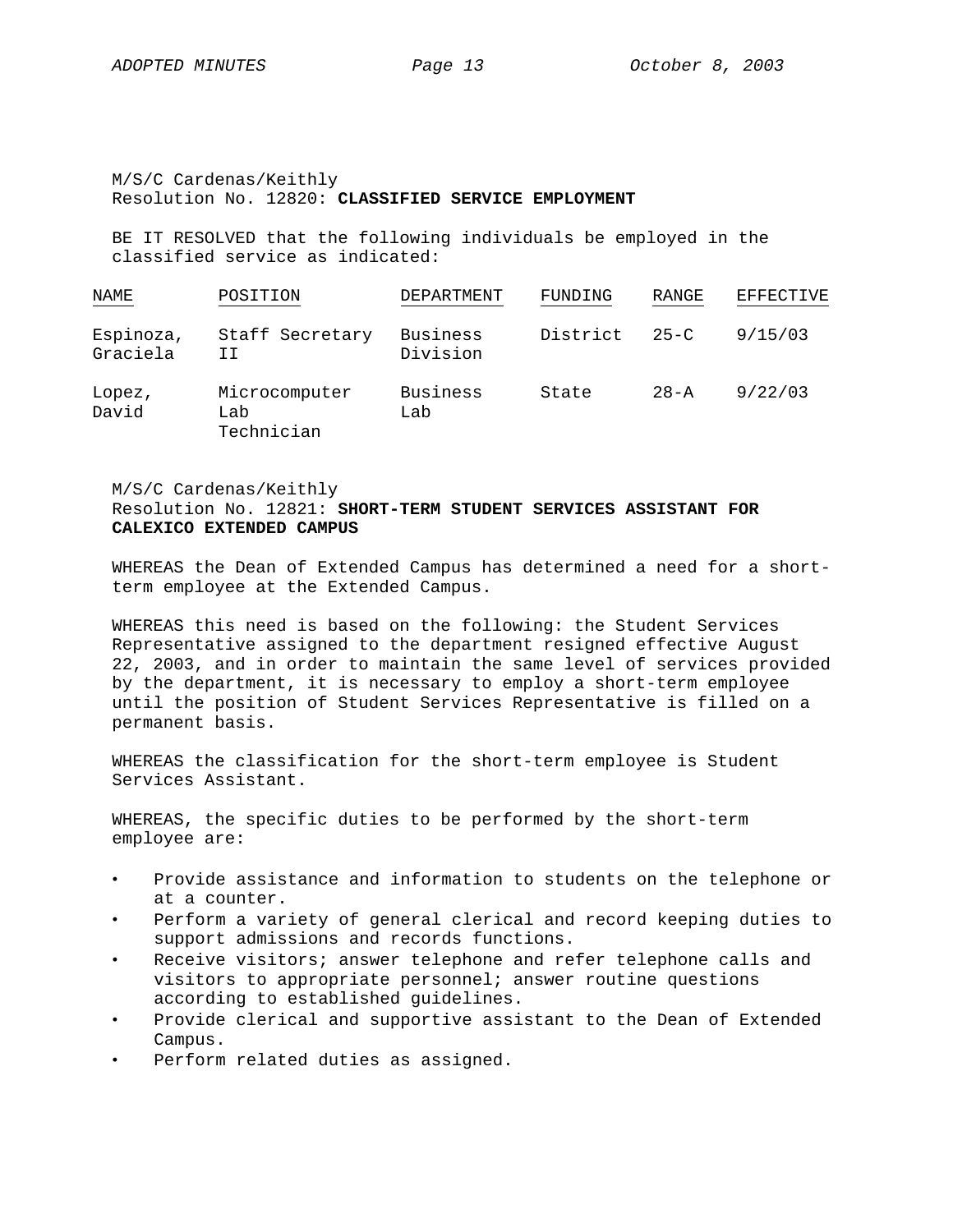M/S/C Cardenas/Keithly
Resolution No. 12820: **CLASSIFIED SERVICE EMPLOYMENT**

BE IT RESOLVED that the following individuals be employed in the classified service as indicated:

| NAME | POSITION | DEPARTMENT | FUNDING | RANGE | EFFECTIVE |
|---|---|---|---|---|---|
| Espinoza, Graciela | Staff Secretary II | Business Division | District | 25-C | 9/15/03 |
| Lopez, David | Microcomputer Lab Technician | Business Lab | State | 28-A | 9/22/03 |

M/S/C Cardenas/Keithly
Resolution No. 12821: **SHORT-TERM STUDENT SERVICES ASSISTANT FOR CALEXICO EXTENDED CAMPUS**

WHEREAS the Dean of Extended Campus has determined a need for a short-term employee at the Extended Campus.

WHEREAS this need is based on the following: the Student Services Representative assigned to the department resigned effective August 22, 2003, and in order to maintain the same level of services provided by the department, it is necessary to employ a short-term employee until the position of Student Services Representative is filled on a permanent basis.

WHEREAS the classification for the short-term employee is Student Services Assistant.

WHEREAS, the specific duties to be performed by the short-term employee are:

- Provide assistance and information to students on the telephone or at a counter.
- Perform a variety of general clerical and record keeping duties to support admissions and records functions.
- Receive visitors; answer telephone and refer telephone calls and visitors to appropriate personnel; answer routine questions according to established guidelines.
- Provide clerical and supportive assistant to the Dean of Extended Campus.
- Perform related duties as assigned.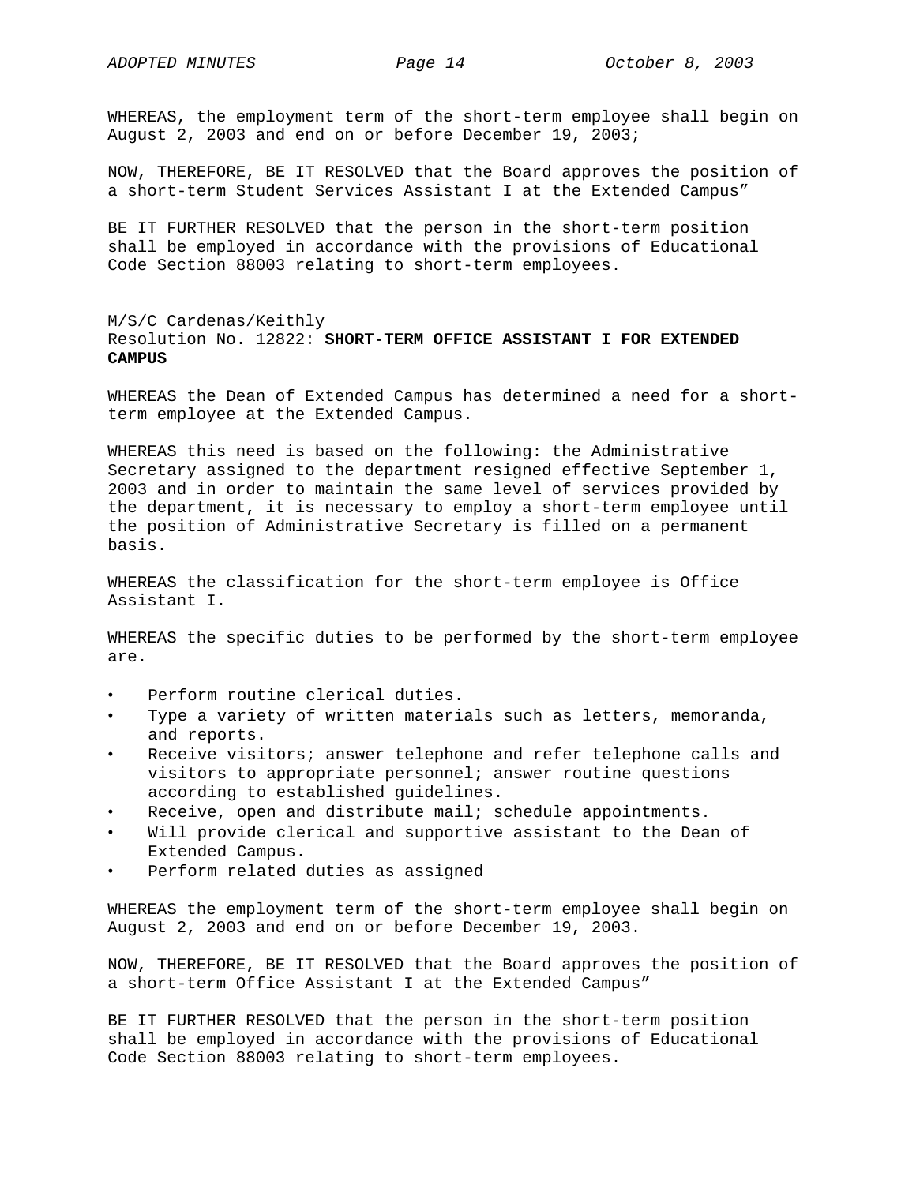WHEREAS, the employment term of the short-term employee shall begin on August 2, 2003 and end on or before December 19, 2003;

NOW, THEREFORE, BE IT RESOLVED that the Board approves the position of a short-term Student Services Assistant I at the Extended Campus"

BE IT FURTHER RESOLVED that the person in the short-term position shall be employed in accordance with the provisions of Educational Code Section 88003 relating to short-term employees.

M/S/C Cardenas/Keithly
Resolution No. 12822: **SHORT-TERM OFFICE ASSISTANT I FOR EXTENDED CAMPUS**

WHEREAS the Dean of Extended Campus has determined a need for a short-term employee at the Extended Campus.

WHEREAS this need is based on the following: the Administrative Secretary assigned to the department resigned effective September 1, 2003 and in order to maintain the same level of services provided by the department, it is necessary to employ a short-term employee until the position of Administrative Secretary is filled on a permanent basis.

WHEREAS the classification for the short-term employee is Office Assistant I.

WHEREAS the specific duties to be performed by the short-term employee are.

- Perform routine clerical duties.
- Type a variety of written materials such as letters, memoranda, and reports.
- Receive visitors; answer telephone and refer telephone calls and visitors to appropriate personnel; answer routine questions according to established guidelines.
- Receive, open and distribute mail; schedule appointments.
- Will provide clerical and supportive assistant to the Dean of Extended Campus.
- Perform related duties as assigned

WHEREAS the employment term of the short-term employee shall begin on August 2, 2003 and end on or before December 19, 2003.

NOW, THEREFORE, BE IT RESOLVED that the Board approves the position of a short-term Office Assistant I at the Extended Campus"

BE IT FURTHER RESOLVED that the person in the short-term position shall be employed in accordance with the provisions of Educational Code Section 88003 relating to short-term employees.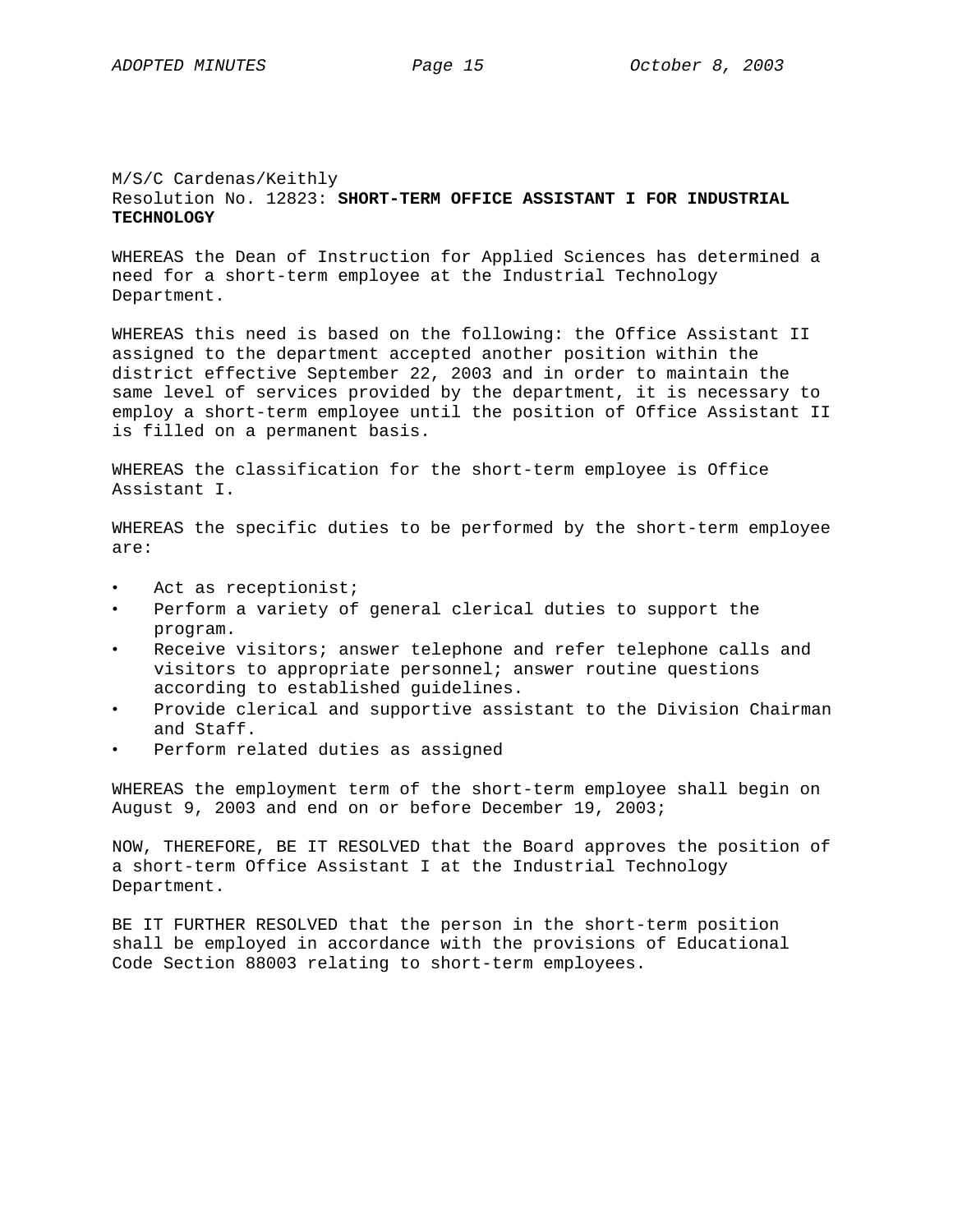M/S/C Cardenas/Keithly
Resolution No. 12823: **SHORT-TERM OFFICE ASSISTANT I FOR INDUSTRIAL TECHNOLOGY**

WHEREAS the Dean of Instruction for Applied Sciences has determined a need for a short-term employee at the Industrial Technology Department.

WHEREAS this need is based on the following: the Office Assistant II assigned to the department accepted another position within the district effective September 22, 2003 and in order to maintain the same level of services provided by the department, it is necessary to employ a short-term employee until the position of Office Assistant II is filled on a permanent basis.

WHEREAS the classification for the short-term employee is Office Assistant I.

WHEREAS the specific duties to be performed by the short-term employee are:

- Act as receptionist;
- Perform a variety of general clerical duties to support the program.
- Receive visitors; answer telephone and refer telephone calls and visitors to appropriate personnel; answer routine questions according to established guidelines.
- Provide clerical and supportive assistant to the Division Chairman and Staff.
- Perform related duties as assigned

WHEREAS the employment term of the short-term employee shall begin on August 9, 2003 and end on or before December 19, 2003;

NOW, THEREFORE, BE IT RESOLVED that the Board approves the position of a short-term Office Assistant I at the Industrial Technology Department.

BE IT FURTHER RESOLVED that the person in the short-term position shall be employed in accordance with the provisions of Educational Code Section 88003 relating to short-term employees.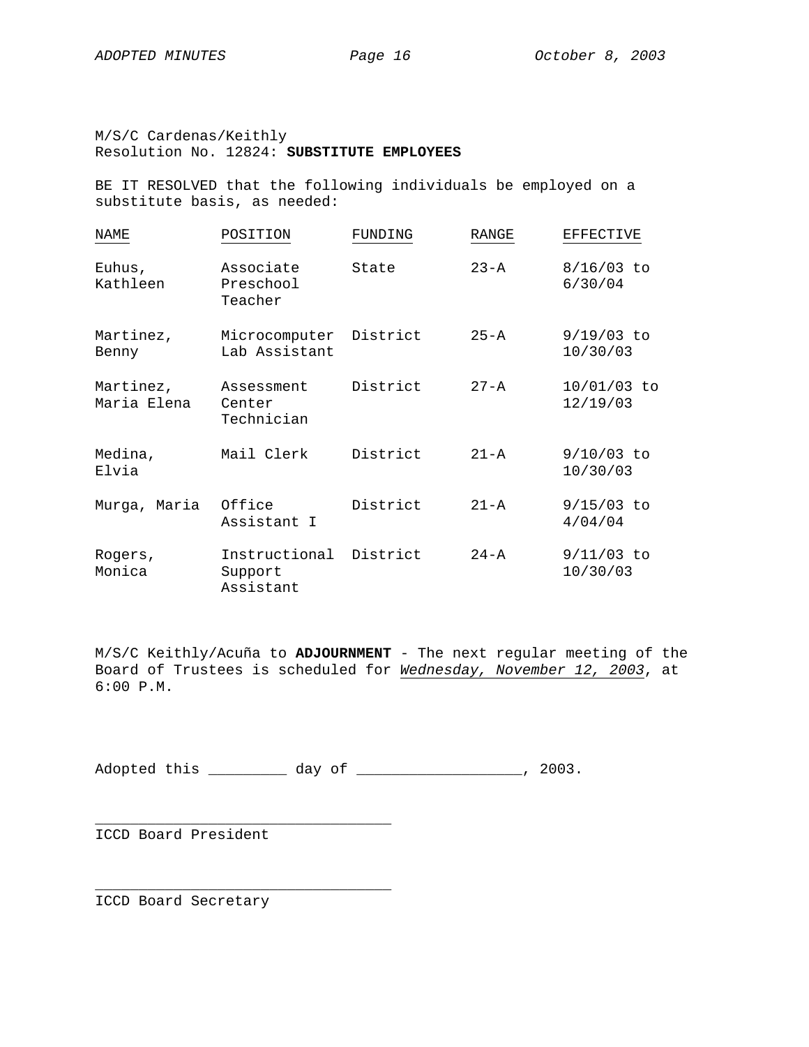M/S/C Cardenas/Keithly
Resolution No. 12824: **SUBSTITUTE EMPLOYEES**

BE IT RESOLVED that the following individuals be employed on a substitute basis, as needed:

| NAME | POSITION | FUNDING | RANGE | EFFECTIVE |
|---|---|---|---|---|
| Euhus, Kathleen | Associate Preschool Teacher | State | 23-A | 8/16/03 to 6/30/04 |
| Martinez, Benny | Microcomputer Lab Assistant | District | 25-A | 9/19/03 to 10/30/03 |
| Martinez, Maria Elena | Assessment Center Technician | District | 27-A | 10/01/03 to 12/19/03 |
| Medina, Elvia | Mail Clerk | District | 21-A | 9/10/03 to 10/30/03 |
| Murga, Maria | Office Assistant I | District | 21-A | 9/15/03 to 4/04/04 |
| Rogers, Monica | Instructional Support Assistant | District | 24-A | 9/11/03 to 10/30/03 |

M/S/C Keithly/Acuña to **ADJOURNMENT** - The next regular meeting of the Board of Trustees is scheduled for *Wednesday, November 12, 2003*, at 6:00 P.M.

Adopted this _________ day of ___________________, 2003.

___________________________________
ICCD Board President

___________________________________
ICCD Board Secretary